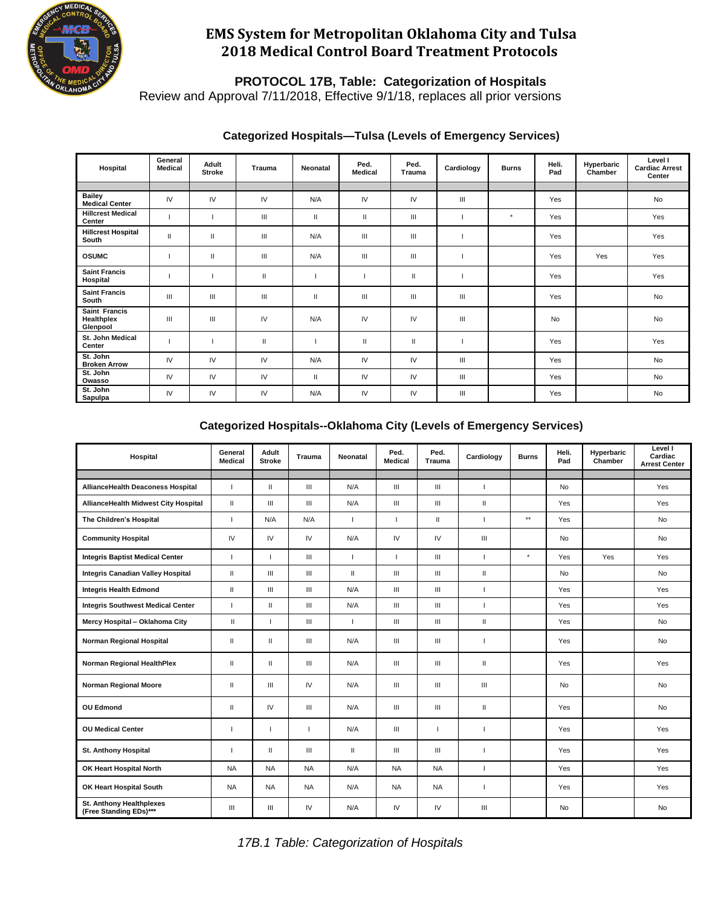# EMS System for Metropolitan Oklahoma City and Tulsa
# 2018 Medical Control Board Treatment Protocols

## PROTOCOL 17B, Table: Categorization of Hospitals

Review and Approval 7/11/2018, Effective 9/1/18, replaces all prior versions

### Categorized Hospitals—Tulsa (Levels of Emergency Services)

| Hospital | General Medical | Adult Stroke | Trauma | Neonatal | Ped. Medical | Ped. Trauma | Cardiology | Burns | Heli. Pad | Hyperbaric Chamber | Level I Cardiac Arrest Center |
|---|---|---|---|---|---|---|---|---|---|---|---|
| Bailey Medical Center | IV | IV | IV | N/A | IV | IV | III | | Yes | | No |
| Hillcrest Medical Center | I | I | III | II | II | III | I | * | Yes | | Yes |
| Hillcrest Hospital South | II | II | III | N/A | III | III | I | | Yes | | Yes |
| OSUMC | I | II | III | N/A | III | III | I | | Yes | Yes | Yes |
| Saint Francis Hospital | I | I | II | I | I | II | I | | Yes | | Yes |
| Saint Francis South | III | III | III | II | III | III | III | | Yes | | No |
| Saint Francis Healthplex Glenpool | III | III | IV | N/A | IV | IV | III | | No | | No |
| St. John Medical Center | I | I | II | I | II | II | I | | Yes | | Yes |
| St. John Broken Arrow | IV | IV | IV | N/A | IV | IV | III | | Yes | | No |
| St. John Owasso | IV | IV | IV | II | IV | IV | III | | Yes | | No |
| St. John Sapulpa | IV | IV | IV | N/A | IV | IV | III | | Yes | | No |

### Categorized Hospitals--Oklahoma City (Levels of Emergency Services)

| Hospital | General Medical | Adult Stroke | Trauma | Neonatal | Ped. Medical | Ped. Trauma | Cardiology | Burns | Heli. Pad | Hyperbaric Chamber | Level I Cardiac Arrest Center |
|---|---|---|---|---|---|---|---|---|---|---|---|
| AllianceHealth Deaconess Hospital | I | II | III | N/A | III | III | I | | No | | Yes |
| AllianceHealth Midwest City Hospital | II | III | III | N/A | III | III | II | | Yes | | Yes |
| The Children's Hospital | I | N/A | N/A | I | I | II | I | ** | Yes | | No |
| Community Hospital | IV | IV | IV | N/A | IV | IV | III | | No | | No |
| Integris Baptist Medical Center | I | I | III | I | I | III | I | * | Yes | Yes | Yes |
| Integris Canadian Valley Hospital | II | III | III | II | III | III | II | | No | | No |
| Integris Health Edmond | II | III | III | N/A | III | III | I | | Yes | | Yes |
| Integris Southwest Medical Center | I | II | III | N/A | III | III | I | | Yes | | Yes |
| Mercy Hospital – Oklahoma City | II | I | III | I | III | III | II | | Yes | | No |
| Norman Regional Hospital | II | II | III | N/A | III | III | I | | Yes | | No |
| Norman Regional HealthPlex | II | II | III | N/A | III | III | II | | Yes | | Yes |
| Norman Regional Moore | II | III | IV | N/A | III | III | III | | No | | No |
| OU Edmond | II | IV | III | N/A | III | III | II | | Yes | | No |
| OU Medical Center | I | I | I | N/A | III | I | I | | Yes | | Yes |
| St. Anthony Hospital | I | II | III | II | III | III | I | | Yes | | Yes |
| OK Heart Hospital North | NA | NA | NA | N/A | NA | NA | I | | Yes | | Yes |
| OK Heart Hospital South | NA | NA | NA | N/A | NA | NA | I | | Yes | | Yes |
| St. Anthony Healthplexes (Free Standing EDs)*** | III | III | IV | N/A | IV | IV | III | | No | | No |

*17B.1 Table: Categorization of Hospitals*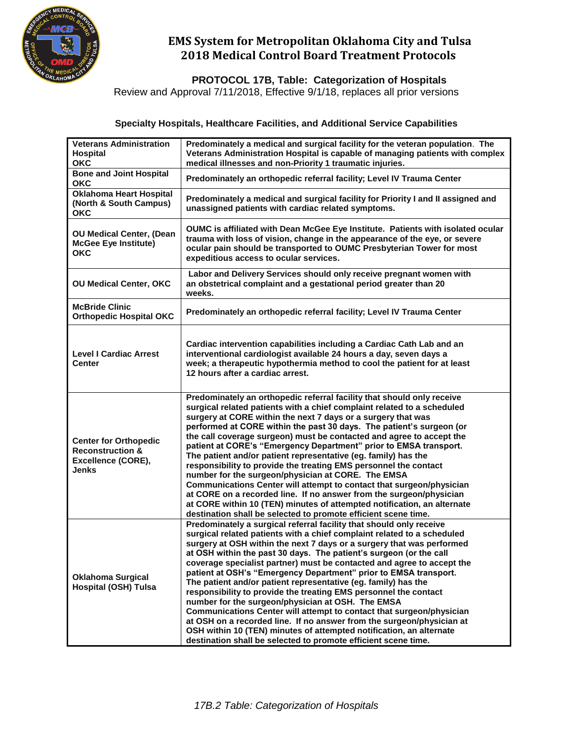# EMS System for Metropolitan Oklahoma City and Tulsa
# 2018 Medical Control Board Treatment Protocols

## PROTOCOL 17B, Table: Categorization of Hospitals

Review and Approval 7/11/2018, Effective 9/1/18, replaces all prior versions

### Specialty Hospitals, Healthcare Facilities, and Additional Service Capabilities

| | |
|---|---|
| **Veterans Administration Hospital OKC** | **Predominately a medical and surgical facility for the veteran population. The Veterans Administration Hospital is capable of managing patients with complex medical illnesses and non-Priority 1 traumatic injuries.** |
| **Bone and Joint Hospital OKC** | **Predominately an orthopedic referral facility; Level IV Trauma Center** |
| **Oklahoma Heart Hospital (North & South Campus) OKC** | **Predominately a medical and surgical facility for Priority I and II assigned and unassigned patients with cardiac related symptoms.** |
| **OU Medical Center, (Dean McGee Eye Institute) OKC** | **OUMC is affiliated with Dean McGee Eye Institute. Patients with isolated ocular trauma with loss of vision, change in the appearance of the eye, or severe ocular pain should be transported to OUMC Presbyterian Tower for most expeditious access to ocular services.** |
| **OU Medical Center, OKC** | **Labor and Delivery Services should only receive pregnant women with an obstetrical complaint and a gestational period greater than 20 weeks.** |
| **McBride Clinic Orthopedic Hospital OKC** | **Predominately an orthopedic referral facility; Level IV Trauma Center** |
| **Level I Cardiac Arrest Center** | **Cardiac intervention capabilities including a Cardiac Cath Lab and an interventional cardiologist available 24 hours a day, seven days a week; a therapeutic hypothermia method to cool the patient for at least 12 hours after a cardiac arrest.** |
| **Center for Orthopedic Reconstruction & Excellence (CORE), Jenks** | **Predominately an orthopedic referral facility that should only receive surgical related patients with a chief complaint related to a scheduled surgery at CORE within the next 7 days or a surgery that was performed at CORE within the past 30 days. The patient's surgeon (or the call coverage surgeon) must be contacted and agree to accept the patient at CORE's "Emergency Department" prior to EMSA transport. The patient and/or patient representative (eg. family) has the responsibility to provide the treating EMS personnel the contact number for the surgeon/physician at CORE. The EMSA Communications Center will attempt to contact that surgeon/physician at CORE on a recorded line. If no answer from the surgeon/physician at CORE within 10 (TEN) minutes of attempted notification, an alternate destination shall be selected to promote efficient scene time.** |
| **Oklahoma Surgical Hospital (OSH) Tulsa** | **Predominately a surgical referral facility that should only receive surgical related patients with a chief complaint related to a scheduled surgery at OSH within the next 7 days or a surgery that was performed at OSH within the past 30 days. The patient's surgeon (or the call coverage specialist partner) must be contacted and agree to accept the patient at OSH's "Emergency Department" prior to EMSA transport. The patient and/or patient representative (eg. family) has the responsibility to provide the treating EMS personnel the contact number for the surgeon/physician at OSH. The EMSA Communications Center will attempt to contact that surgeon/physician at OSH on a recorded line. If no answer from the surgeon/physician at OSH within 10 (TEN) minutes of attempted notification, an alternate destination shall be selected to promote efficient scene time.** |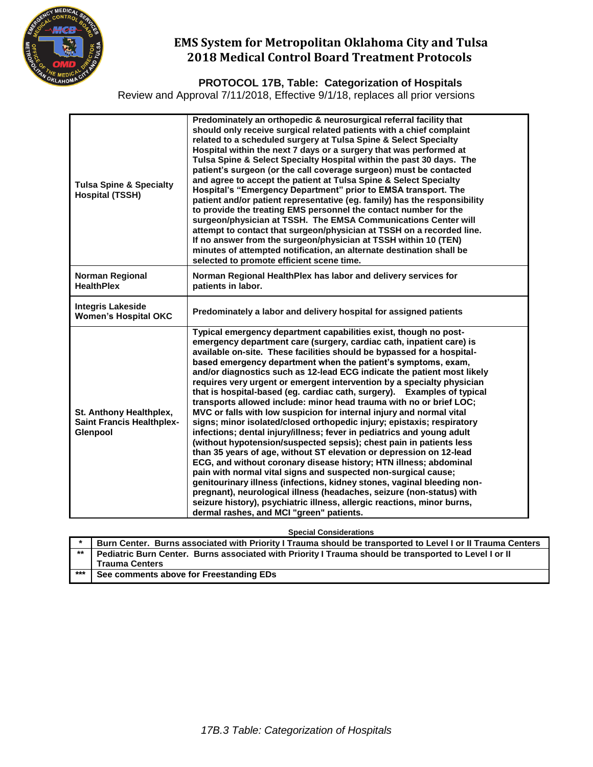# EMS System for Metropolitan Oklahoma City and Tulsa
# 2018 Medical Control Board Treatment Protocols

## PROTOCOL 17B, Table: Categorization of Hospitals

Review and Approval 7/11/2018, Effective 9/1/18, replaces all prior versions

| | |
|---|---|
| **Tulsa Spine & Specialty Hospital (TSSH)** | **Predominately an orthopedic & neurosurgical referral facility that should only receive surgical related patients with a chief complaint related to a scheduled surgery at Tulsa Spine & Select Specialty Hospital within the next 7 days or a surgery that was performed at Tulsa Spine & Select Specialty Hospital within the past 30 days. The patient's surgeon (or the call coverage surgeon) must be contacted and agree to accept the patient at Tulsa Spine & Select Specialty Hospital's "Emergency Department" prior to EMSA transport. The patient and/or patient representative (eg. family) has the responsibility to provide the treating EMS personnel the contact number for the surgeon/physician at TSSH. The EMSA Communications Center will attempt to contact that surgeon/physician at TSSH on a recorded line. If no answer from the surgeon/physician at TSSH within 10 (TEN) minutes of attempted notification, an alternate destination shall be selected to promote efficient scene time.** |
| **Norman Regional HealthPlex** | **Norman Regional HealthPlex has labor and delivery services for patients in labor.** |
| **Integris Lakeside Women's Hospital OKC** | **Predominately a labor and delivery hospital for assigned patients** |
| **St. Anthony Healthplex, Saint Francis Healthplex-Glenpool** | **Typical emergency department capabilities exist, though no post-emergency department care (surgery, cardiac cath, inpatient care) is available on-site. These facilities should be bypassed for a hospital-based emergency department when the patient's symptoms, exam, and/or diagnostics such as 12-lead ECG indicate the patient most likely requires very urgent or emergent intervention by a specialty physician that is hospital-based (eg. cardiac cath, surgery). Examples of typical transports allowed include: minor head trauma with no or brief LOC; MVC or falls with low suspicion for internal injury and normal vital signs; minor isolated/closed orthopedic injury; epistaxis; respiratory infections; dental injury/illness; fever in pediatrics and young adult (without hypotension/suspected sepsis); chest pain in patients less than 35 years of age, without ST elevation or depression on 12-lead ECG, and without coronary disease history; HTN illness; abdominal pain with normal vital signs and suspected non-surgical cause; genitourinary illness (infections, kidney stones, vaginal bleeding non-pregnant), neurological illness (headaches, seizure (non-status) with seizure history), psychiatric illness, allergic reactions, minor burns, dermal rashes, and MCI "green" patients.** |

**Special Considerations**

| | |
|---|---|
| * | **Burn Center. Burns associated with Priority I Trauma should be transported to Level I or II Trauma Centers** |
| ** | **Pediatric Burn Center. Burns associated with Priority I Trauma should be transported to Level I or II Trauma Centers** |
| *** | **See comments above for Freestanding EDs** |

*17B.3 Table: Categorization of Hospitals*